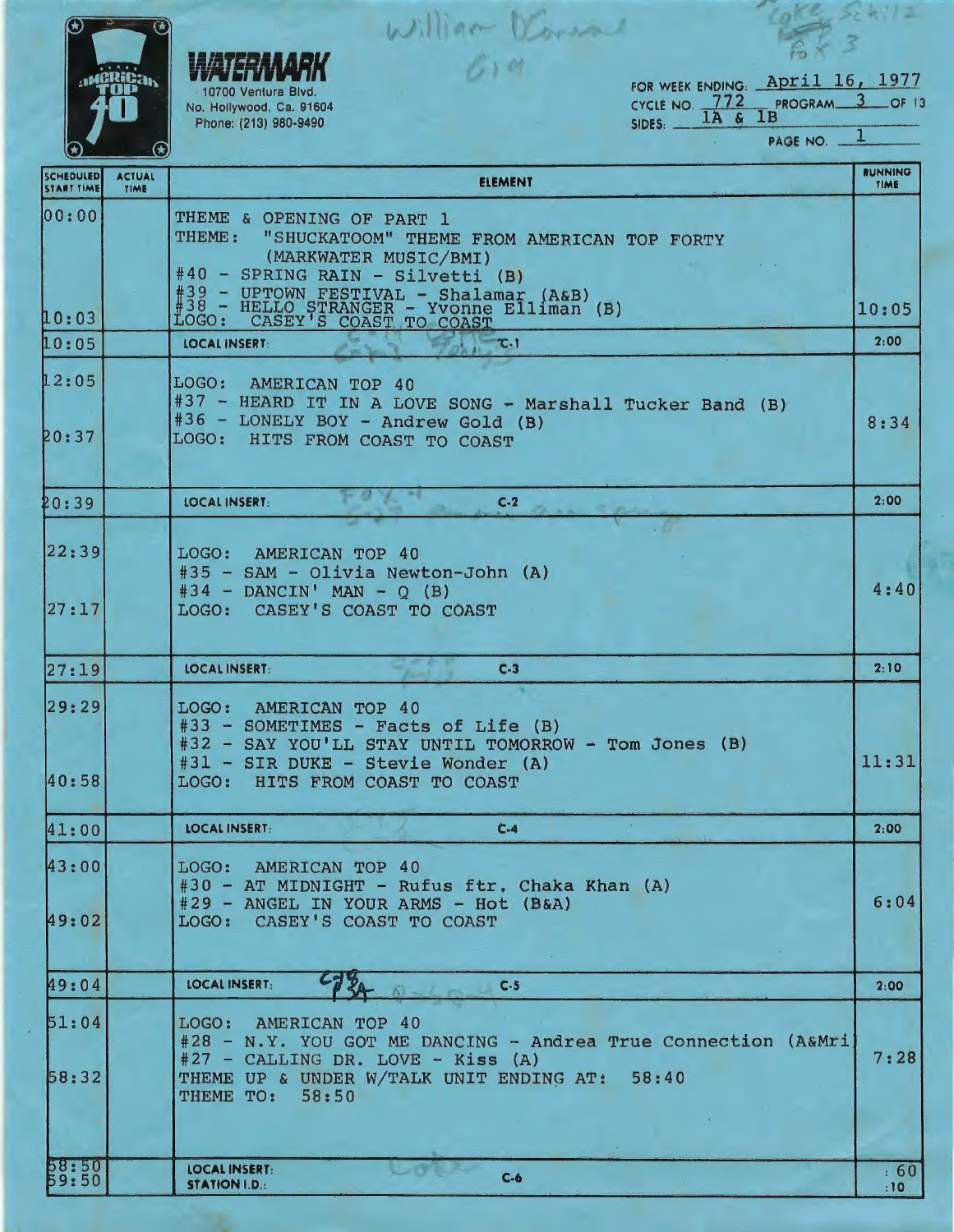**WATERMARK**
10700 Ventura Blvd.
No. Hollywood, Ca. 91604
Phone: (213) 980-9490

William D'Corsano
6 pm

Coke Schlitz
Fox 3

FOR WEEK ENDING: April 16, 1977
CYCLE NO. 772 PROGRAM 3 OF 13
SIDES: 1A & 1B
PAGE NO. 1

| SCHEDULED START TIME | ACTUAL TIME | ELEMENT | RUNNING TIME |
|---|---|---|---|
| 00:00<br><br>10:03 | | THEME & OPENING OF PART 1<br>THEME: "SHUCKATOOM" THEME FROM AMERICAN TOP FORTY (MARKWATER MUSIC/BMI)<br>#40 - SPRING RAIN - Silvetti (B)<br>#39 - UPTOWN FESTIVAL - Shalamar (A&B)<br>#38 - HELLO STRANGER - Yvonne Elliman (B)<br>LOGO: CASEY'S COAST TO COAST | 10:05 |
| 10:05 | | LOCAL INSERT: C-1 | 2:00 |
| 12:05<br><br>20:37 | | LOGO: AMERICAN TOP 40<br>#37 - HEARD IT IN A LOVE SONG - Marshall Tucker Band (B)<br>#36 - LONELY BOY - Andrew Gold (B)<br>LOGO: HITS FROM COAST TO COAST | 8:34 |
| 20:39 | | LOCAL INSERT: C-2 | 2:00 |
| 22:39<br><br>27:17 | | LOGO: AMERICAN TOP 40<br>#35 - SAM - Olivia Newton-John (A)<br>#34 - DANCIN' MAN - Q (B)<br>LOGO: CASEY'S COAST TO COAST | 4:40 |
| 27:19 | | LOCAL INSERT: C-3 | 2:10 |
| 29:29<br><br>40:58 | | LOGO: AMERICAN TOP 40<br>#33 - SOMETIMES - Facts of Life (B)<br>#32 - SAY YOU'LL STAY UNTIL TOMORROW - Tom Jones (B)<br>#31 - SIR DUKE - Stevie Wonder (A)<br>LOGO: HITS FROM COAST TO COAST | 11:31 |
| 41:00 | | LOCAL INSERT: C-4 | 2:00 |
| 43:00<br><br>49:02 | | LOGO: AMERICAN TOP 40<br>#30 - AT MIDNIGHT - Rufus ftr. Chaka Khan (A)<br>#29 - ANGEL IN YOUR ARMS - Hot (B&A)<br>LOGO: CASEY'S COAST TO COAST | 6:04 |
| 49:04 | | LOCAL INSERT: C-5 | 2:00 |
| 51:04<br><br>58:32 | | LOGO: AMERICAN TOP 40<br>#28 - N.Y. YOU GOT ME DANCING - Andrea True Connection (A&Mri)<br>#27 - CALLING DR. LOVE - Kiss (A)<br>THEME UP & UNDER W/TALK UNIT ENDING AT: 58:40<br>THEME TO: 58:50 | 7:28 |
| 58:50<br>59:50 | | LOCAL INSERT: C-6<br>STATION I.D.: | :60<br>:10 |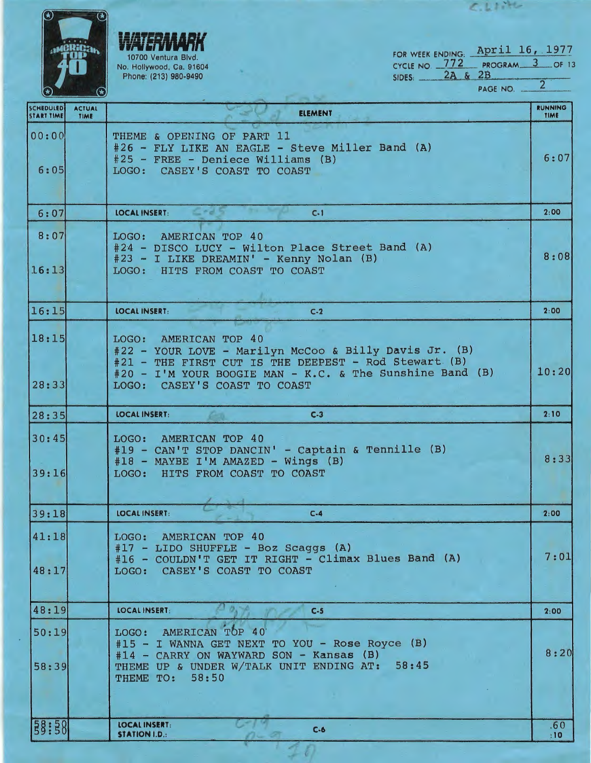WATERMARK
10700 Ventura Blvd.
No. Hollywood, Ca. 91604
Phone: (213) 980-9490

FOR WEEK ENDING: April 16, 1977
CYCLE NO. 772 PROGRAM 3 OF 13
SIDES: 2A & 2B
PAGE NO. 2

| SCHEDULED START TIME | ACTUAL TIME | ELEMENT | RUNNING TIME |
|---|---|---|---|
| 00:00<br><br>6:05 | | THEME & OPENING OF PART 11<br>#26 - FLY LIKE AN EAGLE - Steve Miller Band (A)<br>#25 - FREE - Deniece Williams (B)<br>LOGO: CASEY'S COAST TO COAST | 6:07 |
| 6:07 | | LOCAL INSERT: C-1 | 2:00 |
| 8:07<br><br>16:13 | | LOGO: AMERICAN TOP 40<br>#24 - DISCO LUCY - Wilton Place Street Band (A)<br>#23 - I LIKE DREAMIN' - Kenny Nolan (B)<br>LOGO: HITS FROM COAST TO COAST | 8:08 |
| 16:15 | | LOCAL INSERT: C-2 | 2:00 |
| 18:15<br><br>28:33 | | LOGO: AMERICAN TOP 40<br>#22 - YOUR LOVE - Marilyn McCoo & Billy Davis Jr. (B)<br>#21 - THE FIRST CUT IS THE DEEPEST - Rod Stewart (B)<br>#20 - I'M YOUR BOOGIE MAN - K.C. & The Sunshine Band (B)<br>LOGO: CASEY'S COAST TO COAST | 10:20 |
| 28:35 | | LOCAL INSERT: C-3 | 2:10 |
| 30:45<br><br>39:16 | | LOGO: AMERICAN TOP 40<br>#19 - CAN'T STOP DANCIN' - Captain & Tennille (B)<br>#18 - MAYBE I'M AMAZED - Wings (B)<br>LOGO: HITS FROM COAST TO COAST | 8:33 |
| 39:18 | | LOCAL INSERT: C-4 | 2:00 |
| 41:18<br><br>48:17 | | LOGO: AMERICAN TOP 40<br>#17 - LIDO SHUFFLE - Boz Scaggs (A)<br>#16 - COULDN'T GET IT RIGHT - Climax Blues Band (A)<br>LOGO: CASEY'S COAST TO COAST | 7:01 |
| 48:19 | | LOCAL INSERT: C-5 | 2:00 |
| 50:19<br><br>58:39 | | LOGO: AMERICAN TOP 40<br>#15 - I WANNA GET NEXT TO YOU - Rose Royce (B)<br>#14 - CARRY ON WAYWARD SON - Kansas (B)<br>THEME UP & UNDER W/TALK UNIT ENDING AT: 58:45<br>THEME TO: 58:50 | 8:20 |
| 58:50<br>59:50 | | LOCAL INSERT: C-6<br>STATION I.D.: | :60<br>:10 |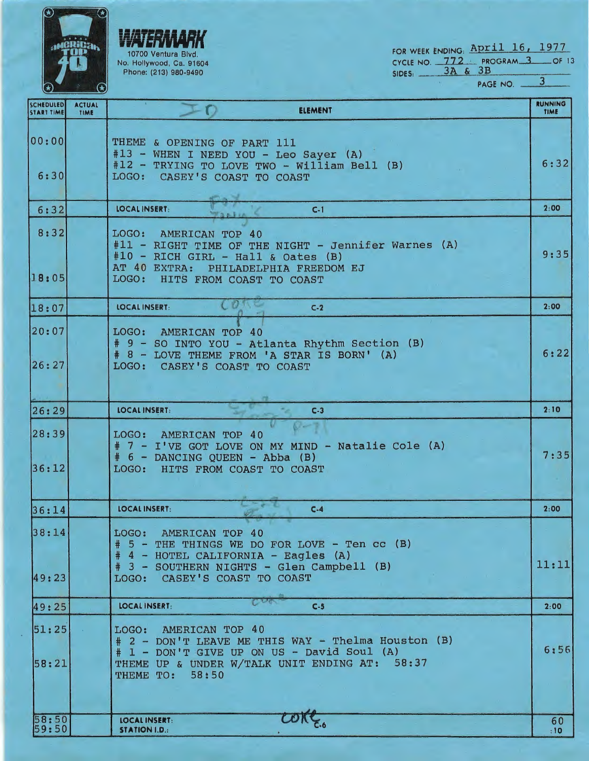**WATERMARK**
10700 Ventura Blvd.
No. Hollywood, Ca. 91604
Phone: (213) 980-9490

FOR WEEK ENDING: April 16, 1977
CYCLE NO. 772 PROGRAM 3 OF 13
SIDES: 3A & 3B
PAGE NO. 3

| SCHEDULED START TIME | ACTUAL TIME | ID ELEMENT | RUNNING TIME |
|---|---|---|---|
| 00:00<br>6:30 | | THEME & OPENING OF PART 111<br>#13 - WHEN I NEED YOU - Leo Sayer (A)<br>#12 - TRYING TO LOVE TWO - William Bell (B)<br>LOGO: CASEY'S COAST TO COAST | 6:32 |
| 6:32 | | LOCAL INSERT: Fox Tony's C-1 | 2:00 |
| 8:32<br>18:05 | | LOGO: AMERICAN TOP 40<br>#11 - RIGHT TIME OF THE NIGHT - Jennifer Warnes (A)<br>#10 - RICH GIRL - Hall & Oates (B)<br>AT 40 EXTRA: PHILADELPHIA FREEDOM EJ<br>LOGO: HITS FROM COAST TO COAST | 9:35 |
| 18:07 | | LOCAL INSERT: Coke P-7 C-2 | 2:00 |
| 20:07<br>26:27 | | LOGO: AMERICAN TOP 40<br># 9 - SO INTO YOU - Atlanta Rhythm Section (B)<br># 8 - LOVE THEME FROM 'A STAR IS BORN' (A)<br>LOGO: CASEY'S COAST TO COAST | 6:22 |
| 26:29 | | LOCAL INSERT: C-27 Tony's P-71 C-3 | 2:10 |
| 28:39<br>36:12 | | LOGO: AMERICAN TOP 40<br># 7 - I'VE GOT LOVE ON MY MIND - Natalie Cole (A)<br># 6 - DANCING QUEEN - Abba (B)<br>LOGO: HITS FROM COAST TO COAST | 7:35 |
| 36:14 | | LOCAL INSERT: C-28 Fox-1 C-4 | 2:00 |
| 38:14<br>49:23 | | LOGO: AMERICAN TOP 40<br># 5 - THE THINGS WE DO FOR LOVE - Ten cc (B)<br># 4 - HOTEL CALIFORNIA - Eagles (A)<br># 3 - SOUTHERN NIGHTS - Glen Campbell (B)<br>LOGO: CASEY'S COAST TO COAST | 11:11 |
| 49:25 | | LOCAL INSERT: Coke C-5 | 2:00 |
| 51:25<br>58:21 | | LOGO: AMERICAN TOP 40<br># 2 - DON'T LEAVE ME THIS WAY - Thelma Houston (B)<br># 1 - DON'T GIVE UP ON US - David Soul (A)<br>THEME UP & UNDER W/TALK UNIT ENDING AT: 58:37<br>THEME TO: 58:50 | 6:56 |
| 58:50<br>59:50 | | LOCAL INSERT: Coke C-6<br>STATION I.D.: | 60<br>:10 |